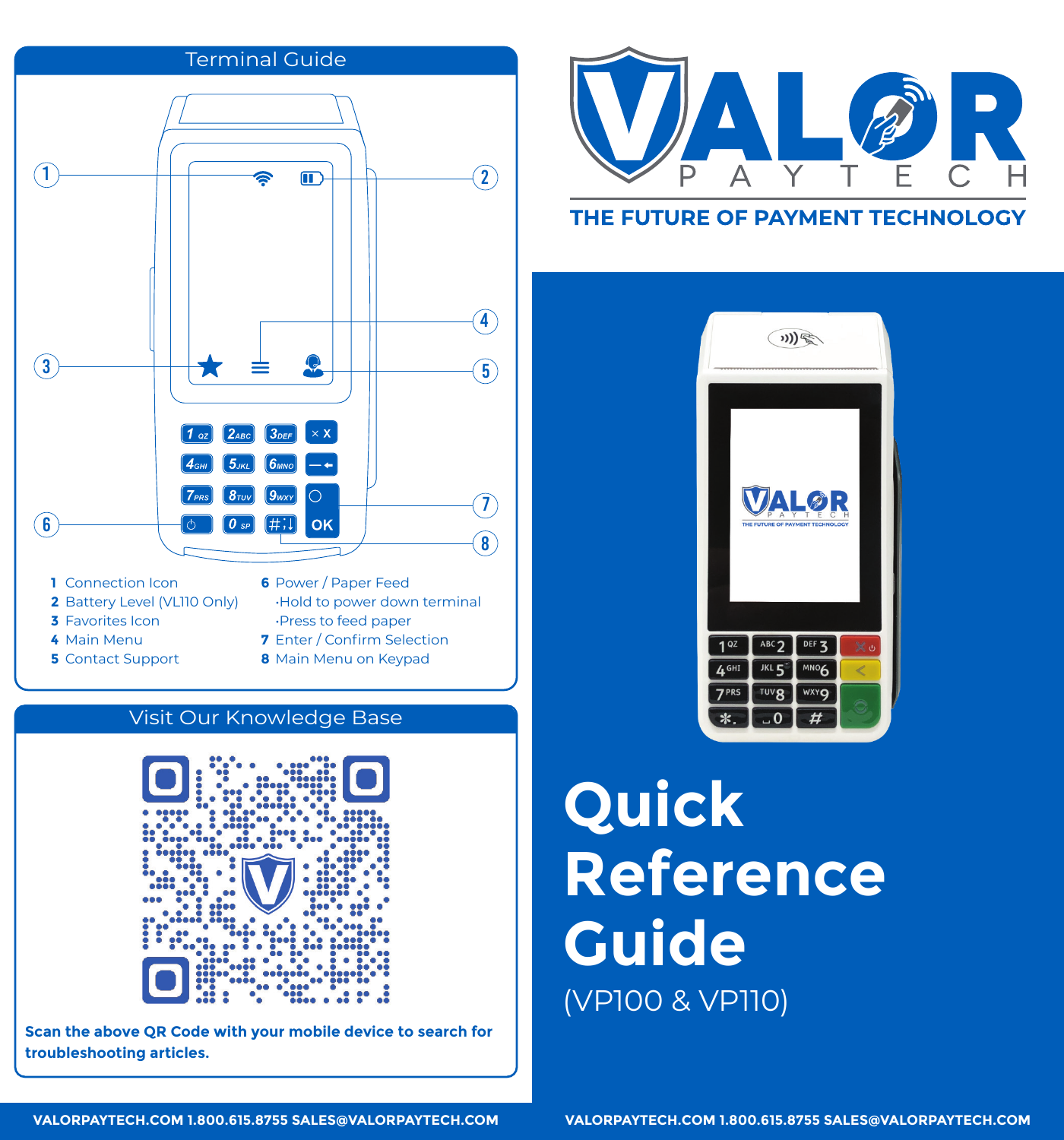## Terminal Guide

1 Connection Icon
2 Battery Level (VL110 Only)
3 Favorites Icon
4 Main Menu
5 Contact Support
6 Power / Paper Feed
- Hold to power down terminal
- Press to feed paper
7 Enter / Confirm Selection
8 Main Menu on Keypad

## Visit Our Knowledge Base

**Scan the above QR Code with your mobile device to search for troubleshooting articles.**

**VALORPAYTECH.COM 1.800.615.8755 SALES@VALORPAYTECH.COM**

# VALOR PAYTECH

**THE FUTURE OF PAYMENT TECHNOLOGY**

# Quick Reference Guide

(VP100 & VP110)

**VALORPAYTECH.COM 1.800.615.8755 SALES@VALORPAYTECH.COM**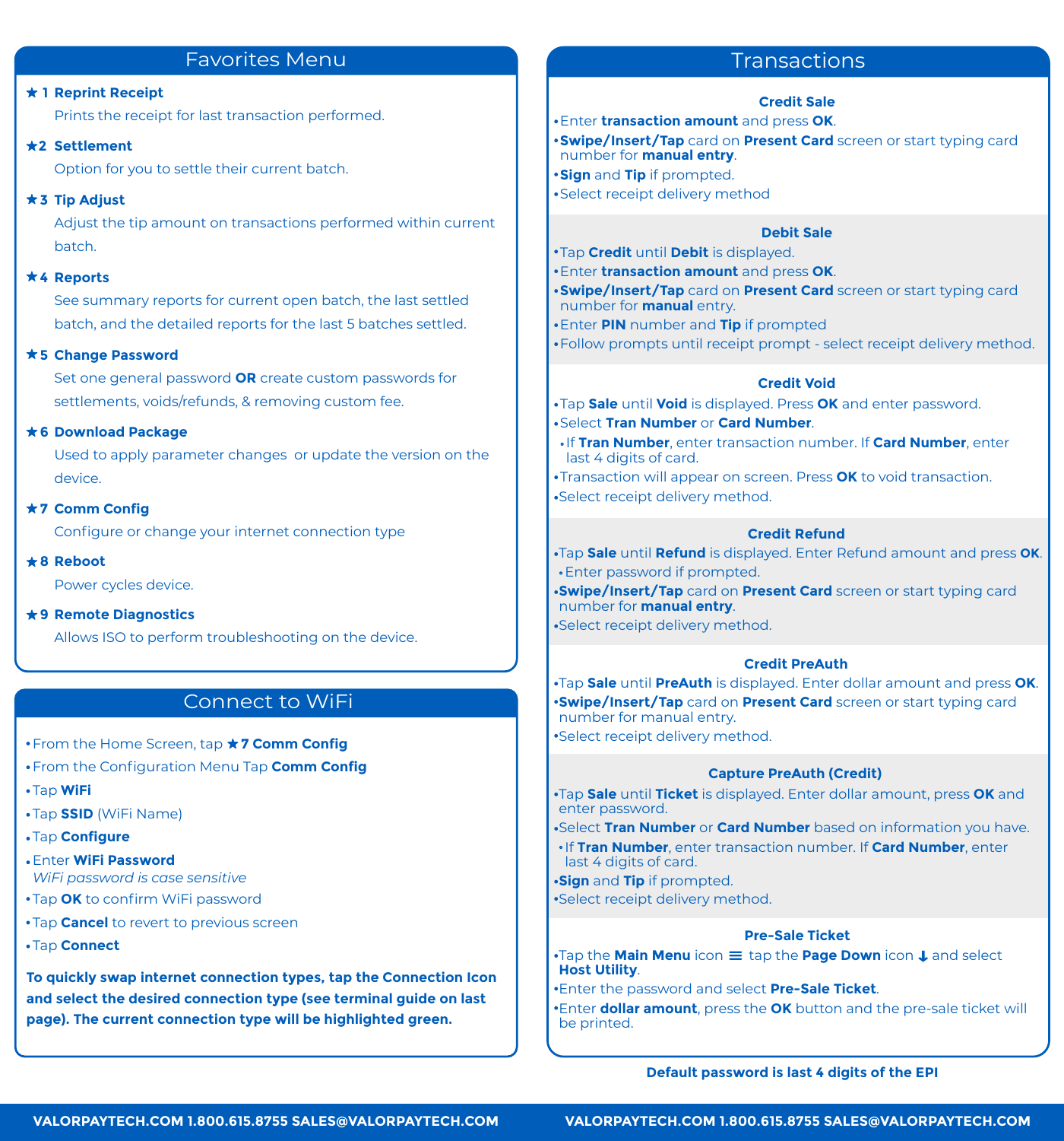## Favorites Menu

★ **1 Reprint Receipt**

Prints the receipt for last transaction performed.

★ **2 Settlement**

Option for you to settle their current batch.

★ **3 Tip Adjust**

Adjust the tip amount on transactions performed within current batch.

★ **4 Reports**

See summary reports for current open batch, the last settled batch, and the detailed reports for the last 5 batches settled.

★ **5 Change Password**

Set one general password **OR** create custom passwords for settlements, voids/refunds, & removing custom fee.

★ **6 Download Package**

Used to apply parameter changes or update the version on the device.

★ **7 Comm Config**

Configure or change your internet connection type

★ **8 Reboot**

Power cycles device.

★ **9 Remote Diagnostics**

Allows ISO to perform troubleshooting on the device.

## Connect to WiFi

- From the Home Screen, tap ★ **7 Comm Config**
- From the Configuration Menu Tap **Comm Config**
- Tap **WiFi**
- Tap **SSID** (WiFi Name)
- Tap **Configure**
- Enter **WiFi Password**
  *WiFi password is case sensitive*
- Tap **OK** to confirm WiFi password
- Tap **Cancel** to revert to previous screen
- Tap **Connect**

**To quickly swap internet connection types, tap the Connection Icon and select the desired connection type (see terminal guide on last page). The current connection type will be highlighted green.**

## Transactions

### Credit Sale

- Enter **transaction amount** and press **OK**.
- **Swipe/Insert/Tap** card on **Present Card** screen or start typing card number for **manual entry**.
- **Sign** and **Tip** if prompted.
- Select receipt delivery method

### Debit Sale

- Tap **Credit** until **Debit** is displayed.
- Enter **transaction amount** and press **OK**.
- **Swipe/Insert/Tap** card on **Present Card** screen or start typing card number for **manual** entry.
- Enter **PIN** number and **Tip** if prompted
- Follow prompts until receipt prompt - select receipt delivery method.

### Credit Void

- Tap **Sale** until **Void** is displayed. Press **OK** and enter password.
- Select **Tran Number** or **Card Number**.
  - If **Tran Number**, enter transaction number. If **Card Number**, enter last 4 digits of card.
- Transaction will appear on screen. Press **OK** to void transaction.
- Select receipt delivery method.

### Credit Refund

- Tap **Sale** until **Refund** is displayed. Enter Refund amount and press **OK**.
  - Enter password if prompted.
- **Swipe/Insert/Tap** card on **Present Card** screen or start typing card number for **manual entry**.
- Select receipt delivery method.

### Credit PreAuth

- Tap **Sale** until **PreAuth** is displayed. Enter dollar amount and press **OK**.
- **Swipe/Insert/Tap** card on **Present Card** screen or start typing card number for manual entry.
- Select receipt delivery method.

### Capture PreAuth (Credit)

- Tap **Sale** until **Ticket** is displayed. Enter dollar amount, press **OK** and enter password.
- Select **Tran Number** or **Card Number** based on information you have.
  - If **Tran Number**, enter transaction number. If **Card Number**, enter last 4 digits of card.
- **Sign** and **Tip** if prompted.
- Select receipt delivery method.

### Pre-Sale Ticket

- Tap the **Main Menu** icon ≡ tap the **Page Down** icon ↓ and select **Host Utility**.
- Enter the password and select **Pre-Sale Ticket**.
- Enter **dollar amount**, press the **OK** button and the pre-sale ticket will be printed.

**Default password is last 4 digits of the EPI**

**VALORPAYTECH.COM 1.800.615.8755 SALES@VALORPAYTECH.COM**